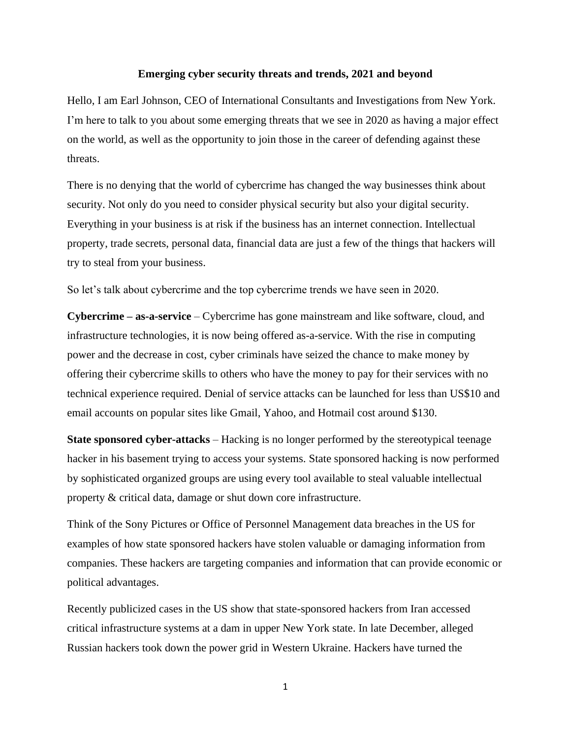# Emerging cyber security threats and trends, 2021 and beyond

Hello, I am Earl Johnson, CEO of International Consultants and Investigations from New York. I'm here to talk to you about some emerging threats that we see in 2020 as having a major effect on the world, as well as the opportunity to join those in the career of defending against these threats.

There is no denying that the world of cybercrime has changed the way businesses think about security. Not only do you need to consider physical security but also your digital security. Everything in your business is at risk if the business has an internet connection. Intellectual property, trade secrets, personal data, financial data are just a few of the things that hackers will try to steal from your business.

So let's talk about cybercrime and the top cybercrime trends we have seen in 2020.

**Cybercrime – as-a-service** – Cybercrime has gone mainstream and like software, cloud, and infrastructure technologies, it is now being offered as-a-service. With the rise in computing power and the decrease in cost, cyber criminals have seized the chance to make money by offering their cybercrime skills to others who have the money to pay for their services with no technical experience required. Denial of service attacks can be launched for less than US$10 and email accounts on popular sites like Gmail, Yahoo, and Hotmail cost around $130.

**State sponsored cyber-attacks** – Hacking is no longer performed by the stereotypical teenage hacker in his basement trying to access your systems. State sponsored hacking is now performed by sophisticated organized groups are using every tool available to steal valuable intellectual property & critical data, damage or shut down core infrastructure.

Think of the Sony Pictures or Office of Personnel Management data breaches in the US for examples of how state sponsored hackers have stolen valuable or damaging information from companies. These hackers are targeting companies and information that can provide economic or political advantages.

Recently publicized cases in the US show that state-sponsored hackers from Iran accessed critical infrastructure systems at a dam in upper New York state. In late December, alleged Russian hackers took down the power grid in Western Ukraine. Hackers have turned the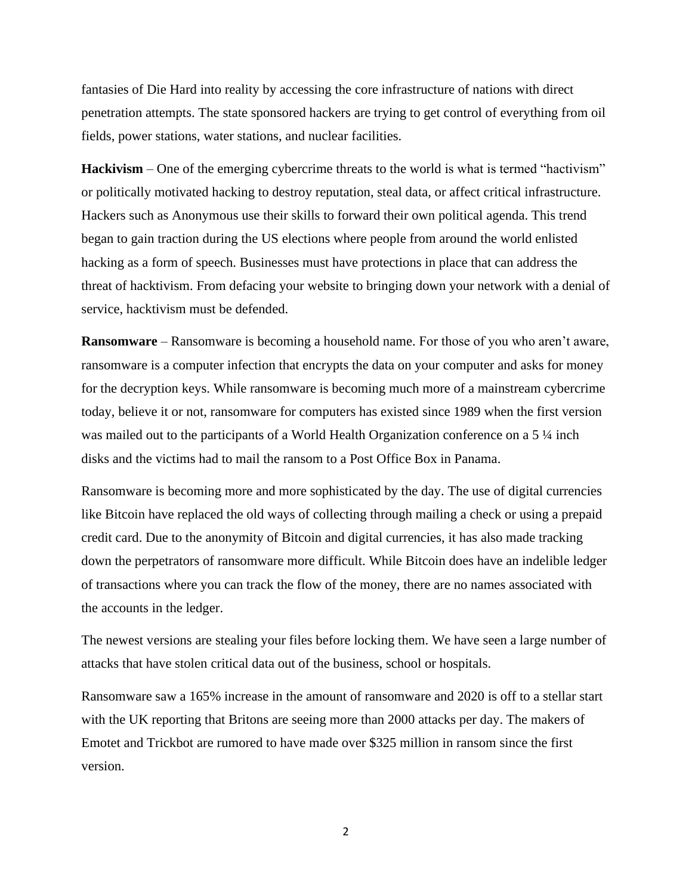fantasies of Die Hard into reality by accessing the core infrastructure of nations with direct penetration attempts. The state sponsored hackers are trying to get control of everything from oil fields, power stations, water stations, and nuclear facilities.

**Hackivism** – One of the emerging cybercrime threats to the world is what is termed "hactivism" or politically motivated hacking to destroy reputation, steal data, or affect critical infrastructure. Hackers such as Anonymous use their skills to forward their own political agenda. This trend began to gain traction during the US elections where people from around the world enlisted hacking as a form of speech. Businesses must have protections in place that can address the threat of hacktivism. From defacing your website to bringing down your network with a denial of service, hacktivism must be defended.

**Ransomware** – Ransomware is becoming a household name. For those of you who aren't aware, ransomware is a computer infection that encrypts the data on your computer and asks for money for the decryption keys. While ransomware is becoming much more of a mainstream cybercrime today, believe it or not, ransomware for computers has existed since 1989 when the first version was mailed out to the participants of a World Health Organization conference on a 5 ¼ inch disks and the victims had to mail the ransom to a Post Office Box in Panama.

Ransomware is becoming more and more sophisticated by the day. The use of digital currencies like Bitcoin have replaced the old ways of collecting through mailing a check or using a prepaid credit card. Due to the anonymity of Bitcoin and digital currencies, it has also made tracking down the perpetrators of ransomware more difficult. While Bitcoin does have an indelible ledger of transactions where you can track the flow of the money, there are no names associated with the accounts in the ledger.

The newest versions are stealing your files before locking them. We have seen a large number of attacks that have stolen critical data out of the business, school or hospitals.

Ransomware saw a 165% increase in the amount of ransomware and 2020 is off to a stellar start with the UK reporting that Britons are seeing more than 2000 attacks per day. The makers of Emotet and Trickbot are rumored to have made over $325 million in ransom since the first version.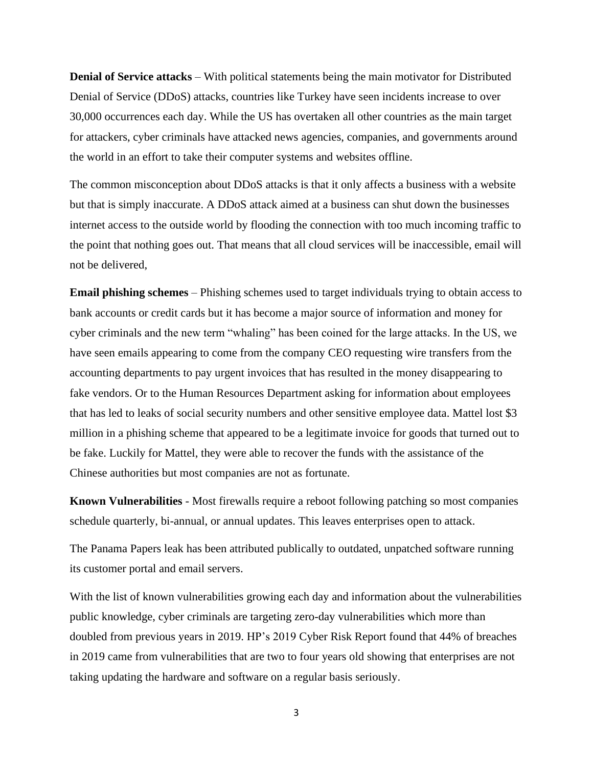**Denial of Service attacks** – With political statements being the main motivator for Distributed Denial of Service (DDoS) attacks, countries like Turkey have seen incidents increase to over 30,000 occurrences each day. While the US has overtaken all other countries as the main target for attackers, cyber criminals have attacked news agencies, companies, and governments around the world in an effort to take their computer systems and websites offline.

The common misconception about DDoS attacks is that it only affects a business with a website but that is simply inaccurate. A DDoS attack aimed at a business can shut down the businesses internet access to the outside world by flooding the connection with too much incoming traffic to the point that nothing goes out. That means that all cloud services will be inaccessible, email will not be delivered,

**Email phishing schemes** – Phishing schemes used to target individuals trying to obtain access to bank accounts or credit cards but it has become a major source of information and money for cyber criminals and the new term "whaling" has been coined for the large attacks. In the US, we have seen emails appearing to come from the company CEO requesting wire transfers from the accounting departments to pay urgent invoices that has resulted in the money disappearing to fake vendors. Or to the Human Resources Department asking for information about employees that has led to leaks of social security numbers and other sensitive employee data. Mattel lost $3 million in a phishing scheme that appeared to be a legitimate invoice for goods that turned out to be fake. Luckily for Mattel, they were able to recover the funds with the assistance of the Chinese authorities but most companies are not as fortunate.

**Known Vulnerabilities** - Most firewalls require a reboot following patching so most companies schedule quarterly, bi-annual, or annual updates. This leaves enterprises open to attack.

The Panama Papers leak has been attributed publically to outdated, unpatched software running its customer portal and email servers.

With the list of known vulnerabilities growing each day and information about the vulnerabilities public knowledge, cyber criminals are targeting zero-day vulnerabilities which more than doubled from previous years in 2019. HP's 2019 Cyber Risk Report found that 44% of breaches in 2019 came from vulnerabilities that are two to four years old showing that enterprises are not taking updating the hardware and software on a regular basis seriously.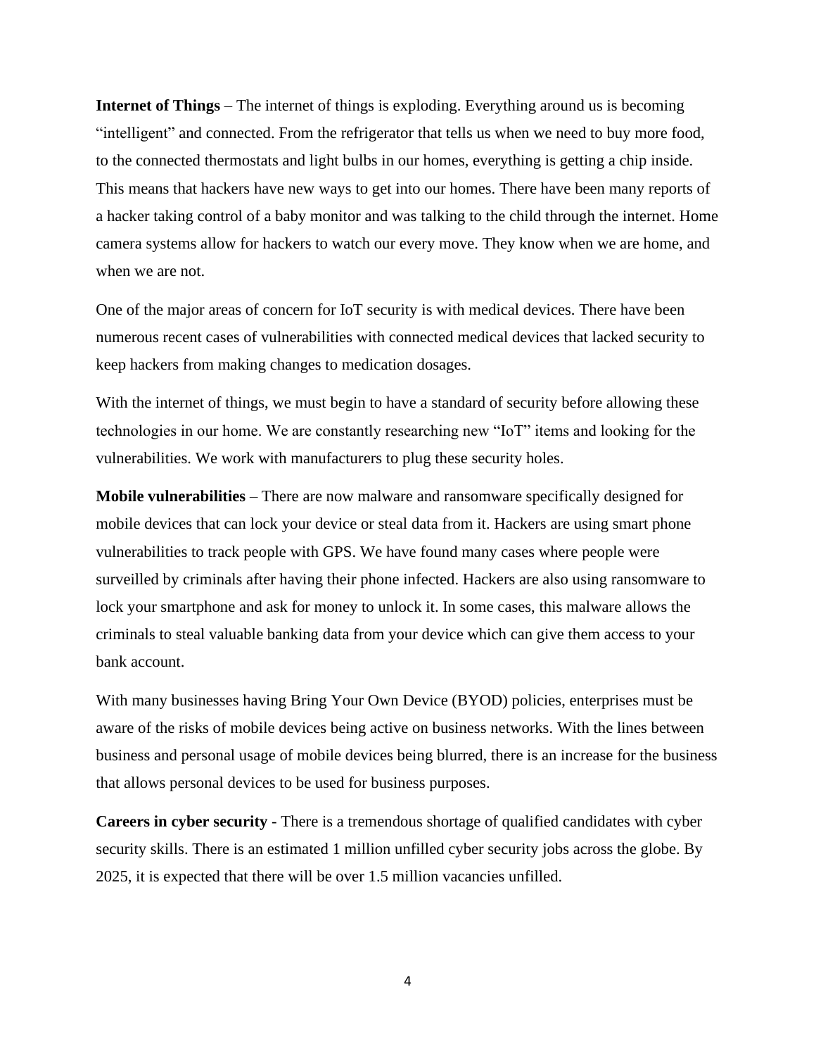**Internet of Things** – The internet of things is exploding. Everything around us is becoming "intelligent" and connected. From the refrigerator that tells us when we need to buy more food, to the connected thermostats and light bulbs in our homes, everything is getting a chip inside. This means that hackers have new ways to get into our homes. There have been many reports of a hacker taking control of a baby monitor and was talking to the child through the internet. Home camera systems allow for hackers to watch our every move. They know when we are home, and when we are not.

One of the major areas of concern for IoT security is with medical devices. There have been numerous recent cases of vulnerabilities with connected medical devices that lacked security to keep hackers from making changes to medication dosages.

With the internet of things, we must begin to have a standard of security before allowing these technologies in our home. We are constantly researching new "IoT" items and looking for the vulnerabilities. We work with manufacturers to plug these security holes.

**Mobile vulnerabilities** – There are now malware and ransomware specifically designed for mobile devices that can lock your device or steal data from it. Hackers are using smart phone vulnerabilities to track people with GPS. We have found many cases where people were surveilled by criminals after having their phone infected. Hackers are also using ransomware to lock your smartphone and ask for money to unlock it. In some cases, this malware allows the criminals to steal valuable banking data from your device which can give them access to your bank account.

With many businesses having Bring Your Own Device (BYOD) policies, enterprises must be aware of the risks of mobile devices being active on business networks. With the lines between business and personal usage of mobile devices being blurred, there is an increase for the business that allows personal devices to be used for business purposes.

**Careers in cyber security** - There is a tremendous shortage of qualified candidates with cyber security skills. There is an estimated 1 million unfilled cyber security jobs across the globe. By 2025, it is expected that there will be over 1.5 million vacancies unfilled.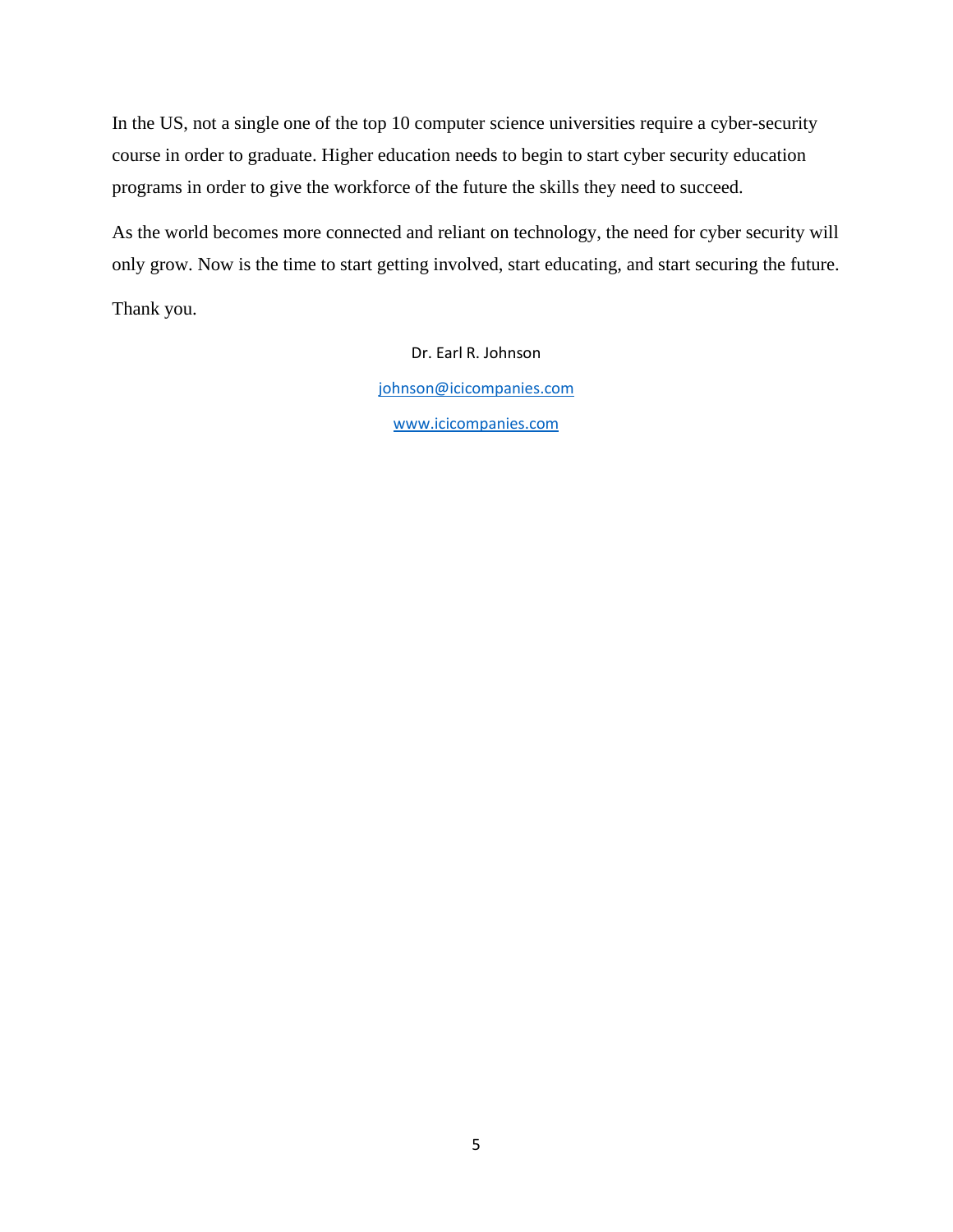In the US, not a single one of the top 10 computer science universities require a cyber-security course in order to graduate. Higher education needs to begin to start cyber security education programs in order to give the workforce of the future the skills they need to succeed.

As the world becomes more connected and reliant on technology, the need for cyber security will only grow. Now is the time to start getting involved, start educating, and start securing the future.

Thank you.

Dr. Earl R. Johnson

johnson@icicompanies.com

www.icicompanies.com